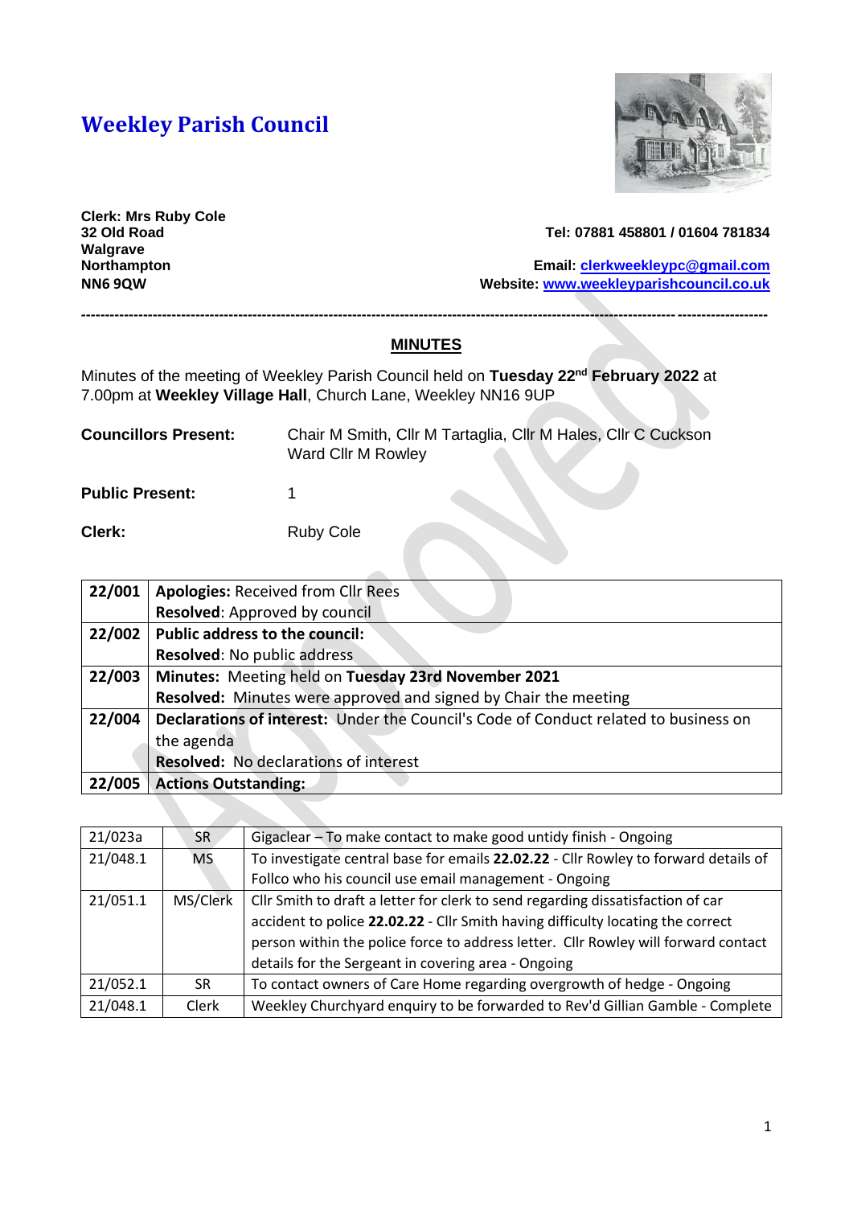# Weekley Parish Council

**Clerk: Mrs Ruby Cole**
**32 Old Road**
**Walgrave**
**Northampton**
**NN6 9QW**

**Tel: 07881 458801 / 01604 781834**

**Email: clerkweekleypc@gmail.com**
**Website: www.weekleyparishcouncil.co.uk**

---

## MINUTES

Minutes of the meeting of Weekley Parish Council held on **Tuesday 22nd February 2022** at 7.00pm at **Weekley Village Hall**, Church Lane, Weekley NN16 9UP

**Councillors Present:** Chair M Smith, Cllr M Tartaglia, Cllr M Hales, Cllr C Cuckson Ward Cllr M Rowley

**Public Present:** 1

**Clerk:** Ruby Cole

| | |
|---|---|
| **22/001** | **Apologies:** Received from Cllr Rees<br>**Resolved**: Approved by council |
| **22/002** | **Public address to the council:**<br>**Resolved**: No public address |
| **22/003** | **Minutes:** Meeting held on **Tuesday 23rd November 2021**<br>**Resolved:** Minutes were approved and signed by Chair the meeting |
| **22/004** | **Declarations of interest:** Under the Council's Code of Conduct related to business on the agenda<br>**Resolved:** No declarations of interest |
| **22/005** | **Actions Outstanding:** |

| | | |
|---|---|---|
| 21/023a | SR | Gigaclear – To make contact to make good untidy finish - Ongoing |
| 21/048.1 | MS | To investigate central base for emails **22.02.22** - Cllr Rowley to forward details of Follco who his council use email management - Ongoing |
| 21/051.1 | MS/Clerk | Cllr Smith to draft a letter for clerk to send regarding dissatisfaction of car accident to police **22.02.22** - Cllr Smith having difficulty locating the correct person within the police force to address letter. Cllr Rowley will forward contact details for the Sergeant in covering area - Ongoing |
| 21/052.1 | SR | To contact owners of Care Home regarding overgrowth of hedge - Ongoing |
| 21/048.1 | Clerk | Weekley Churchyard enquiry to be forwarded to Rev'd Gillian Gamble - Complete |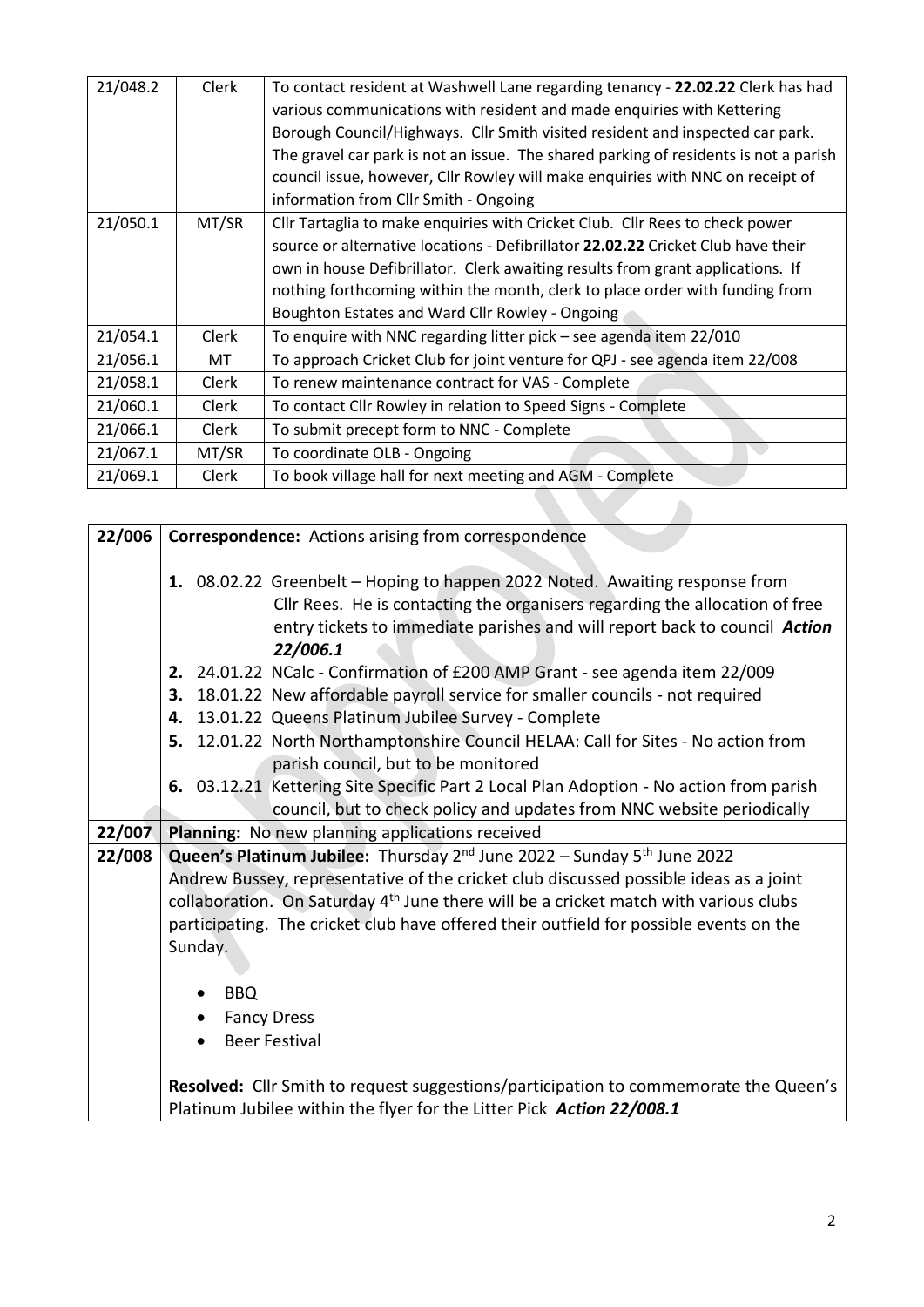| | | |
|---|---|---|
| 21/048.2 | Clerk | To contact resident at Washwell Lane regarding tenancy - **22.02.22** Clerk has had various communications with resident and made enquiries with Kettering Borough Council/Highways. Cllr Smith visited resident and inspected car park. The gravel car park is not an issue. The shared parking of residents is not a parish council issue, however, Cllr Rowley will make enquiries with NNC on receipt of information from Cllr Smith - Ongoing |
| 21/050.1 | MT/SR | Cllr Tartaglia to make enquiries with Cricket Club. Cllr Rees to check power source or alternative locations - Defibrillator **22.02.22** Cricket Club have their own in house Defibrillator. Clerk awaiting results from grant applications. If nothing forthcoming within the month, clerk to place order with funding from Boughton Estates and Ward Cllr Rowley - Ongoing |
| 21/054.1 | Clerk | To enquire with NNC regarding litter pick – see agenda item 22/010 |
| 21/056.1 | MT | To approach Cricket Club for joint venture for QPJ - see agenda item 22/008 |
| 21/058.1 | Clerk | To renew maintenance contract for VAS - Complete |
| 21/060.1 | Clerk | To contact Cllr Rowley in relation to Speed Signs - Complete |
| 21/066.1 | Clerk | To submit precept form to NNC - Complete |
| 21/067.1 | MT/SR | To coordinate OLB - Ongoing |
| 21/069.1 | Clerk | To book village hall for next meeting and AGM - Complete |

| | |
|---|---|
| 22/006 | **Correspondence:** Actions arising from correspondence<br><br>**1.** 08.02.22 Greenbelt – Hoping to happen 2022 Noted. Awaiting response from Cllr Rees. He is contacting the organisers regarding the allocation of free entry tickets to immediate parishes and will report back to council ***Action 22/006.1***<br>**2.** 24.01.22 NCalc - Confirmation of £200 AMP Grant - see agenda item 22/009<br>**3.** 18.01.22 New affordable payroll service for smaller councils - not required<br>**4.** 13.01.22 Queens Platinum Jubilee Survey - Complete<br>**5.** 12.01.22 North Northamptonshire Council HELAA: Call for Sites - No action from parish council, but to be monitored<br>**6.** 03.12.21 Kettering Site Specific Part 2 Local Plan Adoption - No action from parish council, but to check policy and updates from NNC website periodically |
| 22/007 | **Planning:** No new planning applications received |
| 22/008 | **Queen's Platinum Jubilee:** Thursday 2nd June 2022 – Sunday 5th June 2022<br>Andrew Bussey, representative of the cricket club discussed possible ideas as a joint collaboration. On Saturday 4th June there will be a cricket match with various clubs participating. The cricket club have offered their outfield for possible events on the Sunday.<br><br>• BBQ<br>• Fancy Dress<br>• Beer Festival<br><br>**Resolved:** Cllr Smith to request suggestions/participation to commemorate the Queen's Platinum Jubilee within the flyer for the Litter Pick ***Action 22/008.1*** |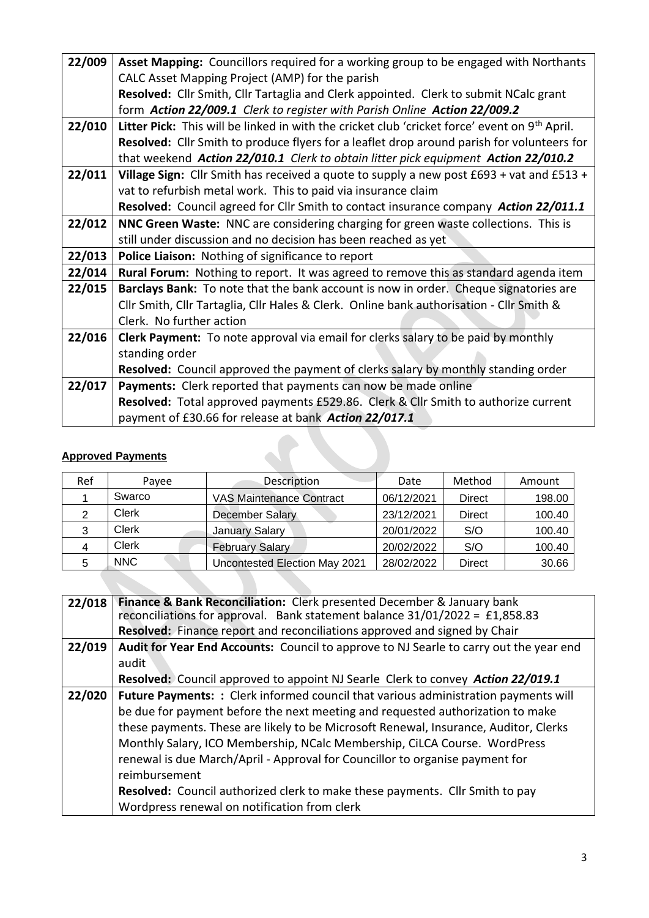| 22/009 | **Asset Mapping:** Councillors required for a working group to be engaged with Northants CALC Asset Mapping Project (AMP) for the parish<br>**Resolved:** Cllr Smith, Cllr Tartaglia and Clerk appointed. Clerk to submit NCalc grant form ***Action 22/009.1*** *Clerk to register with Parish Online* ***Action 22/009.2*** |
|---|---|
| 22/010 | **Litter Pick:** This will be linked in with the cricket club 'cricket force' event on 9th April.<br>**Resolved:** Cllr Smith to produce flyers for a leaflet drop around parish for volunteers for that weekend ***Action 22/010.1*** *Clerk to obtain litter pick equipment* ***Action 22/010.2*** |
| 22/011 | **Village Sign:** Cllr Smith has received a quote to supply a new post £693 + vat and £513 + vat to refurbish metal work. This to paid via insurance claim<br>**Resolved:** Council agreed for Cllr Smith to contact insurance company ***Action 22/011.1*** |
| 22/012 | **NNC Green Waste:** NNC are considering charging for green waste collections. This is still under discussion and no decision has been reached as yet |
| 22/013 | **Police Liaison:** Nothing of significance to report |
| 22/014 | **Rural Forum:** Nothing to report. It was agreed to remove this as standard agenda item |
| 22/015 | **Barclays Bank:** To note that the bank account is now in order. Cheque signatories are Cllr Smith, Cllr Tartaglia, Cllr Hales & Clerk. Online bank authorisation - Cllr Smith & Clerk. No further action |
| 22/016 | **Clerk Payment:** To note approval via email for clerks salary to be paid by monthly standing order<br>**Resolved:** Council approved the payment of clerks salary by monthly standing order |
| 22/017 | **Payments:** Clerk reported that payments can now be made online<br>**Resolved:** Total approved payments £529.86. Clerk & Cllr Smith to authorize current payment of £30.66 for release at bank ***Action 22/017.1*** |

**Approved Payments**

| Ref | Payee | Description | Date | Method | Amount |
|---|---|---|---|---|---|
| 1 | Swarco | VAS Maintenance Contract | 06/12/2021 | Direct | 198.00 |
| 2 | Clerk | December Salary | 23/12/2021 | Direct | 100.40 |
| 3 | Clerk | January Salary | 20/01/2022 | S/O | 100.40 |
| 4 | Clerk | February Salary | 20/02/2022 | S/O | 100.40 |
| 5 | NNC | Uncontested Election May 2021 | 28/02/2022 | Direct | 30.66 |

| 22/018 | **Finance & Bank Reconciliation:** Clerk presented December & January bank reconciliations for approval. Bank statement balance 31/01/2022 = £1,858.83<br>**Resolved:** Finance report and reconciliations approved and signed by Chair |
|---|---|
| 22/019 | **Audit for Year End Accounts:** Council to approve to NJ Searle to carry out the year end audit<br>**Resolved:** Council approved to appoint NJ Searle Clerk to convey ***Action 22/019.1*** |
| 22/020 | **Future Payments: :** Clerk informed council that various administration payments will be due for payment before the next meeting and requested authorization to make these payments. These are likely to be Microsoft Renewal, Insurance, Auditor, Clerks Monthly Salary, ICO Membership, NCalc Membership, CiLCA Course. WordPress renewal is due March/April - Approval for Councillor to organise payment for reimbursement<br>**Resolved:** Council authorized clerk to make these payments. Cllr Smith to pay Wordpress renewal on notification from clerk |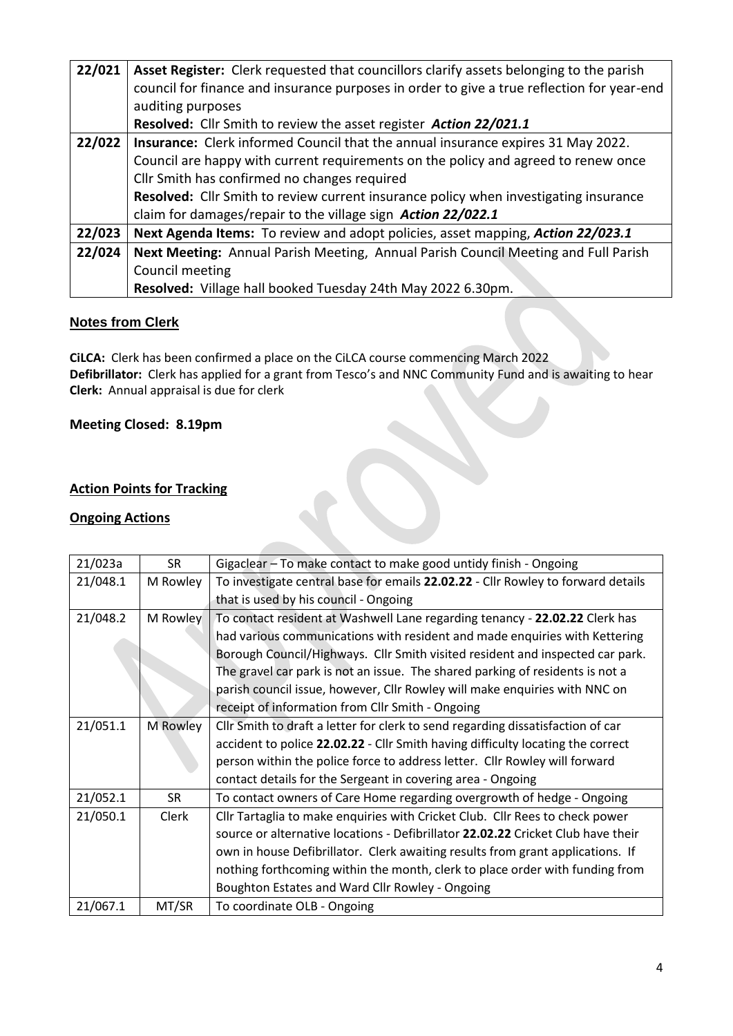| 22/021 | **Asset Register:** Clerk requested that councillors clarify assets belonging to the parish council for finance and insurance purposes in order to give a true reflection for year-end auditing purposes<br>**Resolved:** Cllr Smith to review the asset register ***Action 22/021.1*** |
|---|---|
| 22/022 | **Insurance:** Clerk informed Council that the annual insurance expires 31 May 2022. Council are happy with current requirements on the policy and agreed to renew once Cllr Smith has confirmed no changes required<br>**Resolved:** Cllr Smith to review current insurance policy when investigating insurance claim for damages/repair to the village sign ***Action 22/022.1*** |
| 22/023 | **Next Agenda Items:** To review and adopt policies, asset mapping, ***Action 22/023.1*** |
| 22/024 | **Next Meeting:** Annual Parish Meeting, Annual Parish Council Meeting and Full Parish Council meeting<br>**Resolved:** Village hall booked Tuesday 24th May 2022 6.30pm. |

## Notes from Clerk

**CiLCA:** Clerk has been confirmed a place on the CiLCA course commencing March 2022
**Defibrillator:** Clerk has applied for a grant from Tesco's and NNC Community Fund and is awaiting to hear
**Clerk:** Annual appraisal is due for clerk

**Meeting Closed: 8.19pm**

## Action Points for Tracking

## Ongoing Actions

| 21/023a | SR | Gigaclear – To make contact to make good untidy finish - Ongoing |
|---|---|---|
| 21/048.1 | M Rowley | To investigate central base for emails **22.02.22** - Cllr Rowley to forward details that is used by his council - Ongoing |
| 21/048.2 | M Rowley | To contact resident at Washwell Lane regarding tenancy - **22.02.22** Clerk has had various communications with resident and made enquiries with Kettering Borough Council/Highways. Cllr Smith visited resident and inspected car park. The gravel car park is not an issue. The shared parking of residents is not a parish council issue, however, Cllr Rowley will make enquiries with NNC on receipt of information from Cllr Smith - Ongoing |
| 21/051.1 | M Rowley | Cllr Smith to draft a letter for clerk to send regarding dissatisfaction of car accident to police **22.02.22** - Cllr Smith having difficulty locating the correct person within the police force to address letter. Cllr Rowley will forward contact details for the Sergeant in covering area - Ongoing |
| 21/052.1 | SR | To contact owners of Care Home regarding overgrowth of hedge - Ongoing |
| 21/050.1 | Clerk | Cllr Tartaglia to make enquiries with Cricket Club. Cllr Rees to check power source or alternative locations - Defibrillator **22.02.22** Cricket Club have their own in house Defibrillator. Clerk awaiting results from grant applications. If nothing forthcoming within the month, clerk to place order with funding from Boughton Estates and Ward Cllr Rowley - Ongoing |
| 21/067.1 | MT/SR | To coordinate OLB - Ongoing |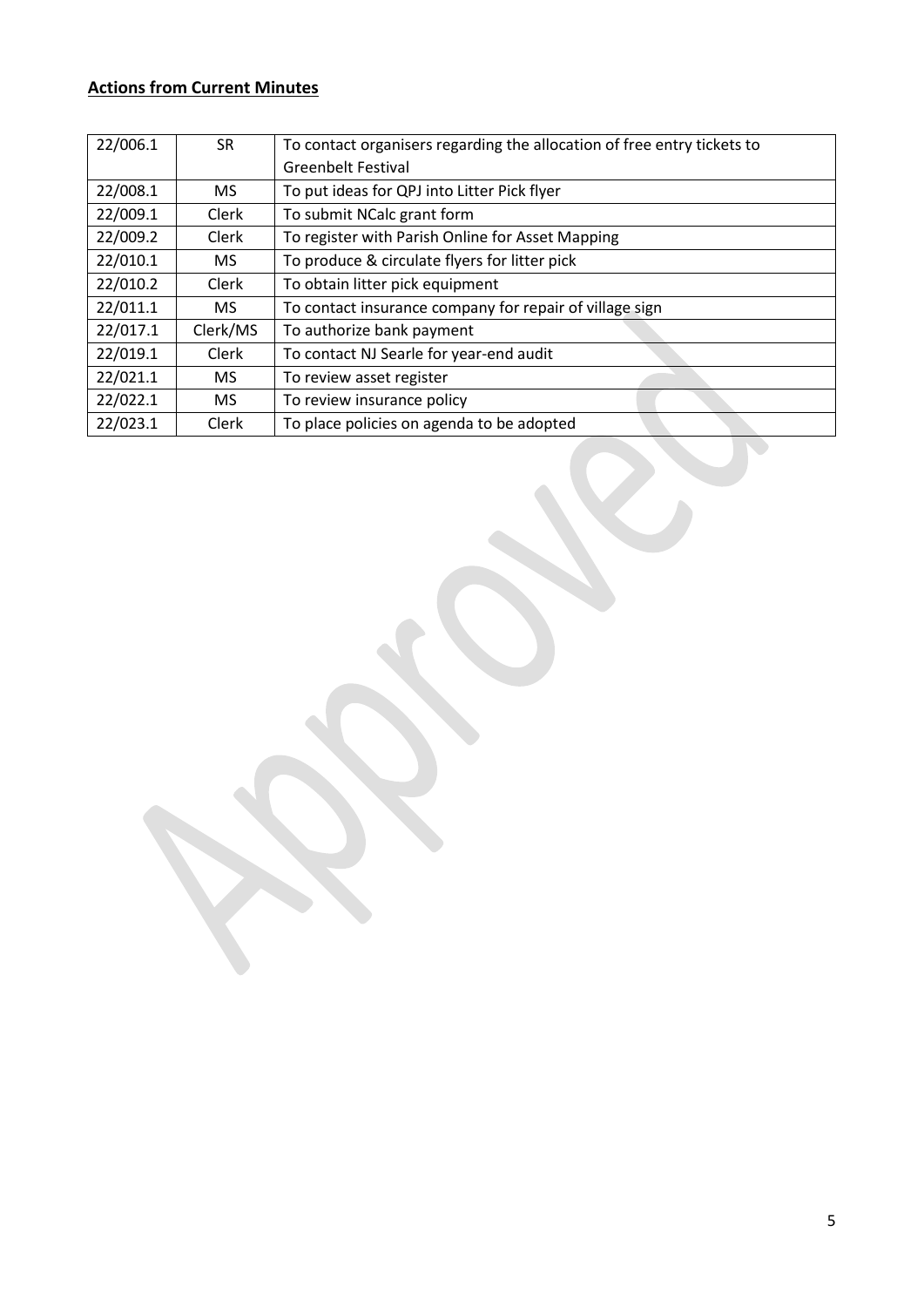## **Actions from Current Minutes**

| | | |
|---|---|---|
| 22/006.1 | SR | To contact organisers regarding the allocation of free entry tickets to Greenbelt Festival |
| 22/008.1 | MS | To put ideas for QPJ into Litter Pick flyer |
| 22/009.1 | Clerk | To submit NCalc grant form |
| 22/009.2 | Clerk | To register with Parish Online for Asset Mapping |
| 22/010.1 | MS | To produce & circulate flyers for litter pick |
| 22/010.2 | Clerk | To obtain litter pick equipment |
| 22/011.1 | MS | To contact insurance company for repair of village sign |
| 22/017.1 | Clerk/MS | To authorize bank payment |
| 22/019.1 | Clerk | To contact NJ Searle for year-end audit |
| 22/021.1 | MS | To review asset register |
| 22/022.1 | MS | To review insurance policy |
| 22/023.1 | Clerk | To place policies on agenda to be adopted |